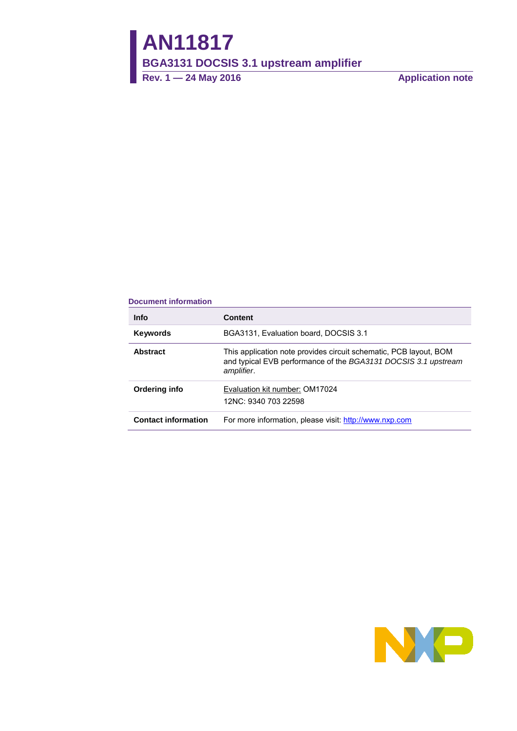# AN11817

## BGA3131 DOCSIS 3.1 upstream amplifier

**Rev. 1 — 24 May 2016** **Application note**

**Document information**

| Info | Content |
|---|---|
| **Keywords** | BGA3131, Evaluation board, DOCSIS 3.1 |
| **Abstract** | This application note provides circuit schematic, PCB layout, BOM and typical EVB performance of the *BGA3131 DOCSIS 3.1 upstream amplifier*. |
| **Ordering info** | Evaluation kit number: OM17024<br>12NC: 9340 703 22598 |
| **Contact information** | For more information, please visit: http://www.nxp.com |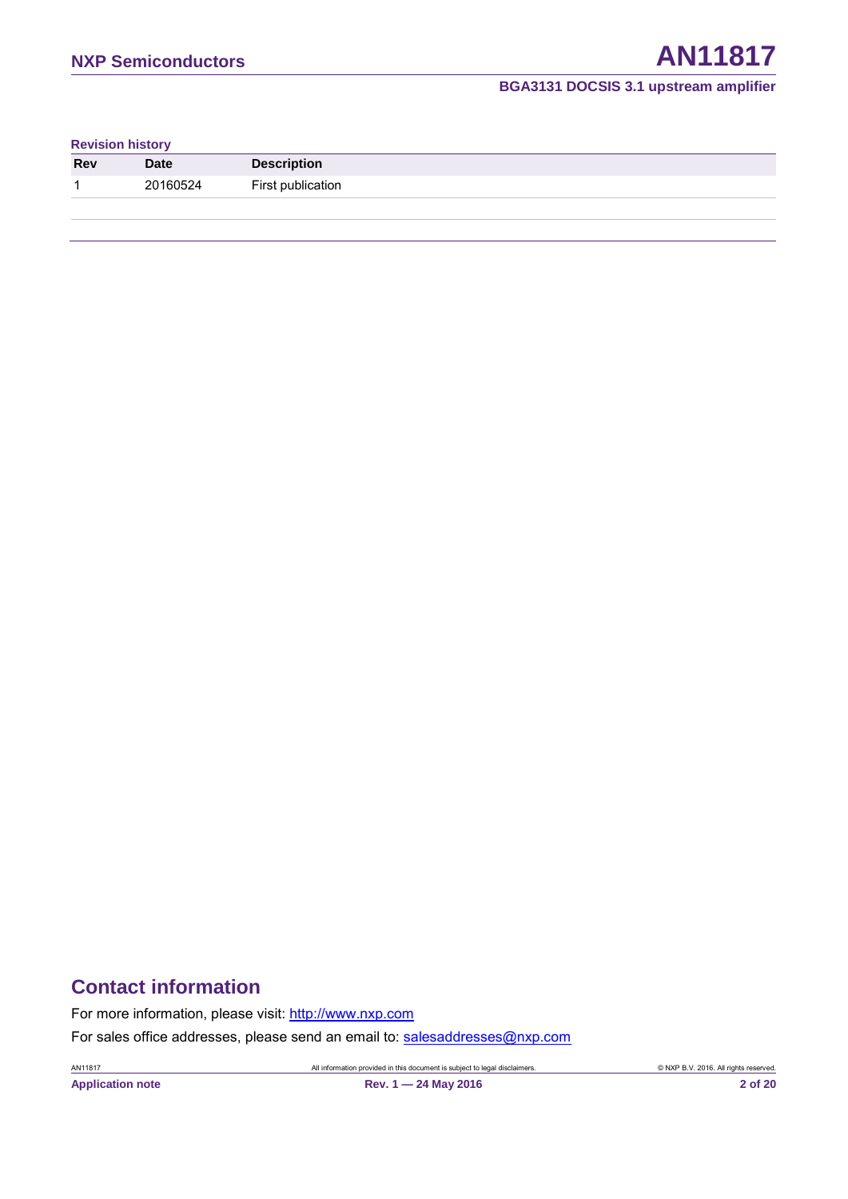**Revision history**

| Rev | Date | Description |
| --- | --- | --- |
| 1 | 20160524 | First publication |

## Contact information

For more information, please visit: http://www.nxp.com

For sales office addresses, please send an email to: salesaddresses@nxp.com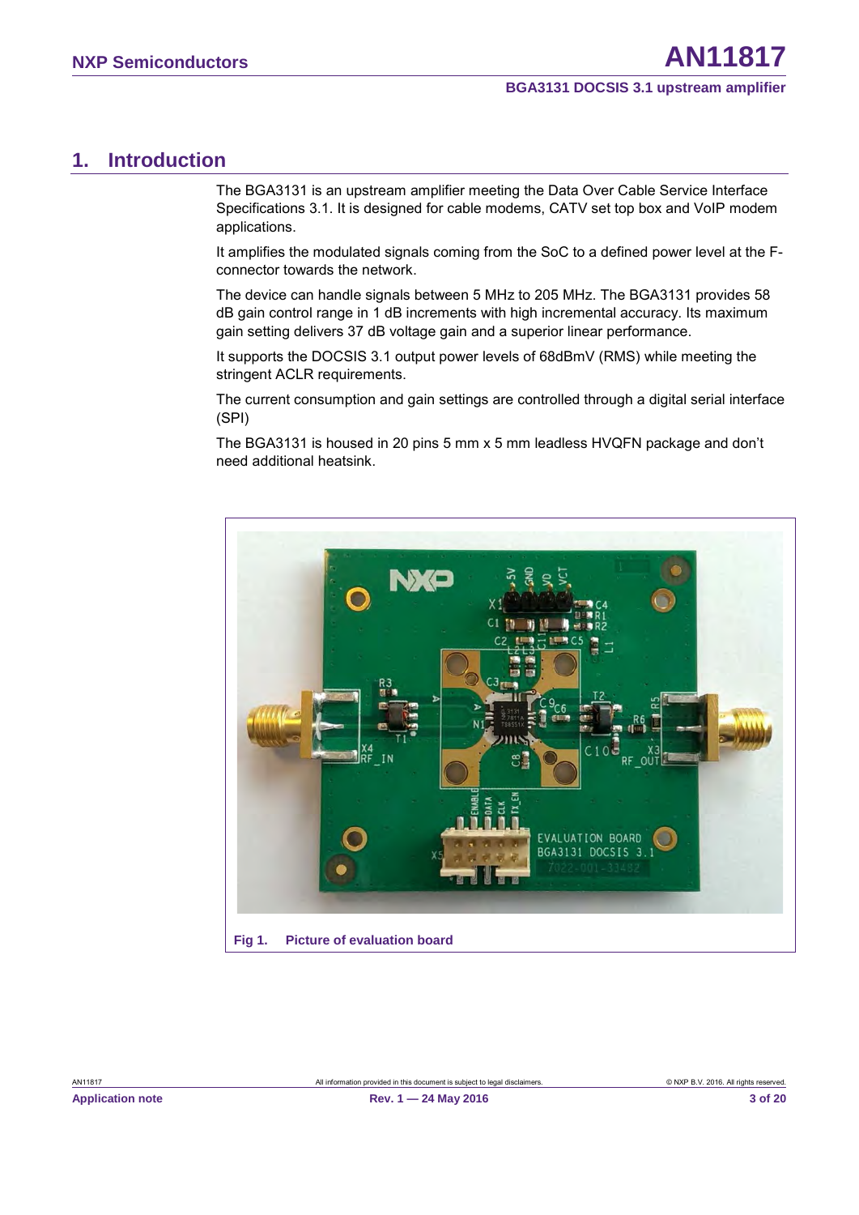# 1. Introduction

The BGA3131 is an upstream amplifier meeting the Data Over Cable Service Interface Specifications 3.1. It is designed for cable modems, CATV set top box and VoIP modem applications.

It amplifies the modulated signals coming from the SoC to a defined power level at the F-connector towards the network.

The device can handle signals between 5 MHz to 205 MHz. The BGA3131 provides 58 dB gain control range in 1 dB increments with high incremental accuracy. Its maximum gain setting delivers 37 dB voltage gain and a superior linear performance.

It supports the DOCSIS 3.1 output power levels of 68dBmV (RMS) while meeting the stringent ACLR requirements.

The current consumption and gain settings are controlled through a digital serial interface (SPI)

The BGA3131 is housed in 20 pins 5 mm x 5 mm leadless HVQFN package and don't need additional heatsink.

**Fig 1. Picture of evaluation board**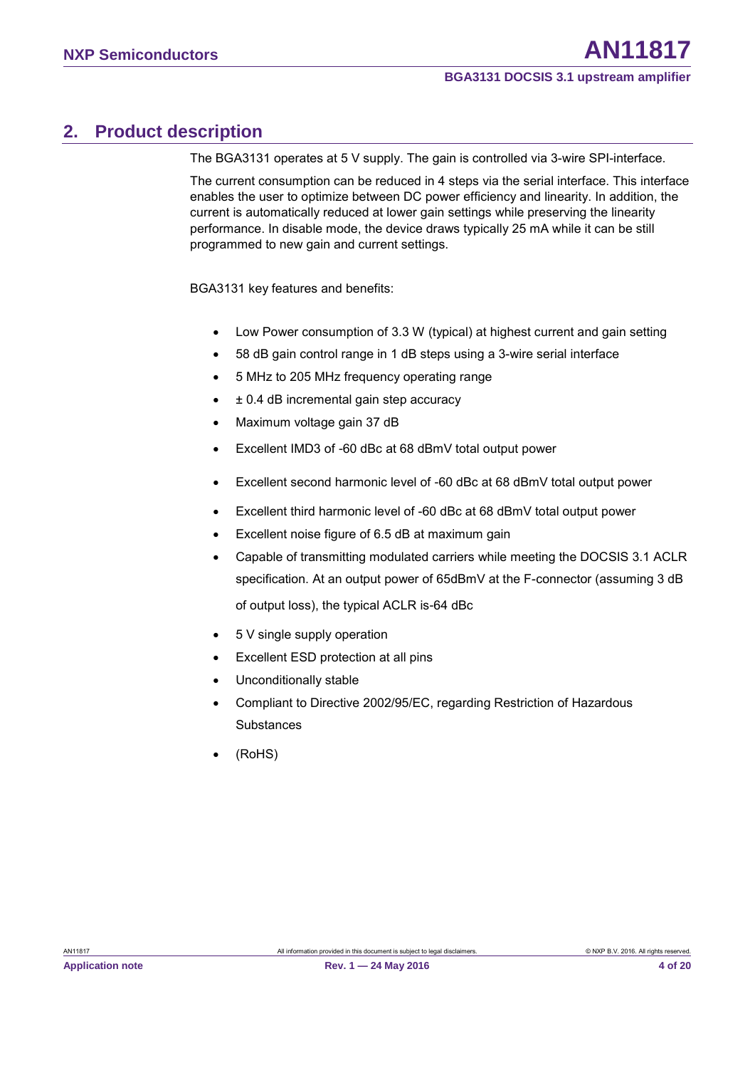## 2. Product description

The BGA3131 operates at 5 V supply. The gain is controlled via 3-wire SPI-interface.

The current consumption can be reduced in 4 steps via the serial interface. This interface enables the user to optimize between DC power efficiency and linearity. In addition, the current is automatically reduced at lower gain settings while preserving the linearity performance. In disable mode, the device draws typically 25 mA while it can be still programmed to new gain and current settings.

BGA3131 key features and benefits:

- Low Power consumption of 3.3 W (typical) at highest current and gain setting
- 58 dB gain control range in 1 dB steps using a 3-wire serial interface
- 5 MHz to 205 MHz frequency operating range
- ± 0.4 dB incremental gain step accuracy
- Maximum voltage gain 37 dB
- Excellent IMD3 of -60 dBc at 68 dBmV total output power
- Excellent second harmonic level of -60 dBc at 68 dBmV total output power
- Excellent third harmonic level of -60 dBc at 68 dBmV total output power
- Excellent noise figure of 6.5 dB at maximum gain
- Capable of transmitting modulated carriers while meeting the DOCSIS 3.1 ACLR specification. At an output power of 65dBmV at the F-connector (assuming 3 dB of output loss), the typical ACLR is-64 dBc
- 5 V single supply operation
- Excellent ESD protection at all pins
- Unconditionally stable
- Compliant to Directive 2002/95/EC, regarding Restriction of Hazardous Substances
- (RoHS)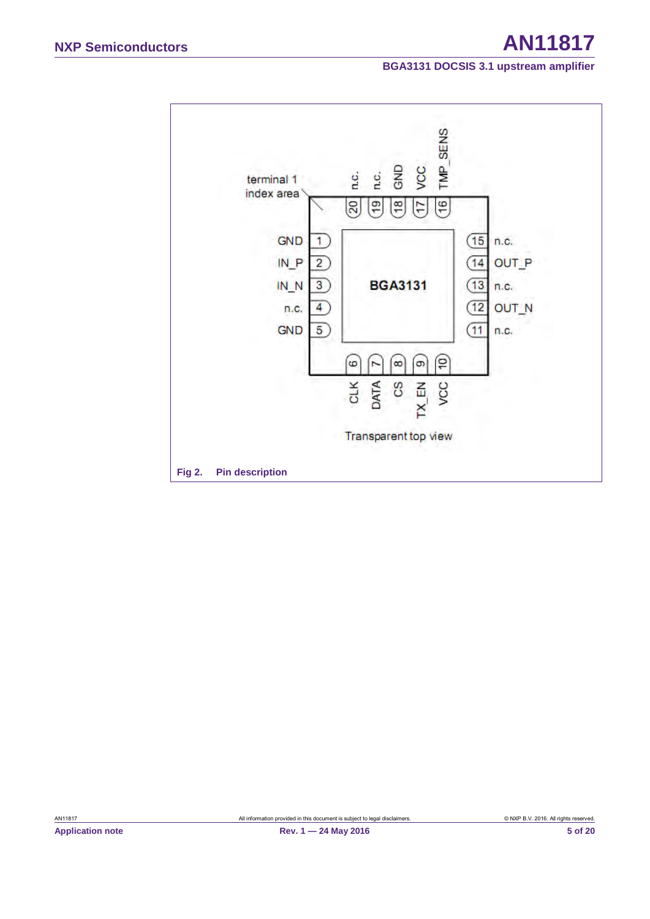terminal 1 index area

| Pin | Name |
| --- | --- |
| 1 | GND |
| 2 | IN_P |
| 3 | IN_N |
| 4 | n.c. |
| 5 | GND |
| 6 | CLK |
| 7 | DATA |
| 8 | CS |
| 9 | TX_EN |
| 10 | VCC |
| 11 | n.c. |
| 12 | OUT_N |
| 13 | n.c. |
| 14 | OUT_P |
| 15 | n.c. |
| 16 | TMP_SENS |
| 17 | VCC |
| 18 | GND |
| 19 | n.c. |
| 20 | n.c. |

BGA3131

Transparent top view

**Fig 2. Pin description**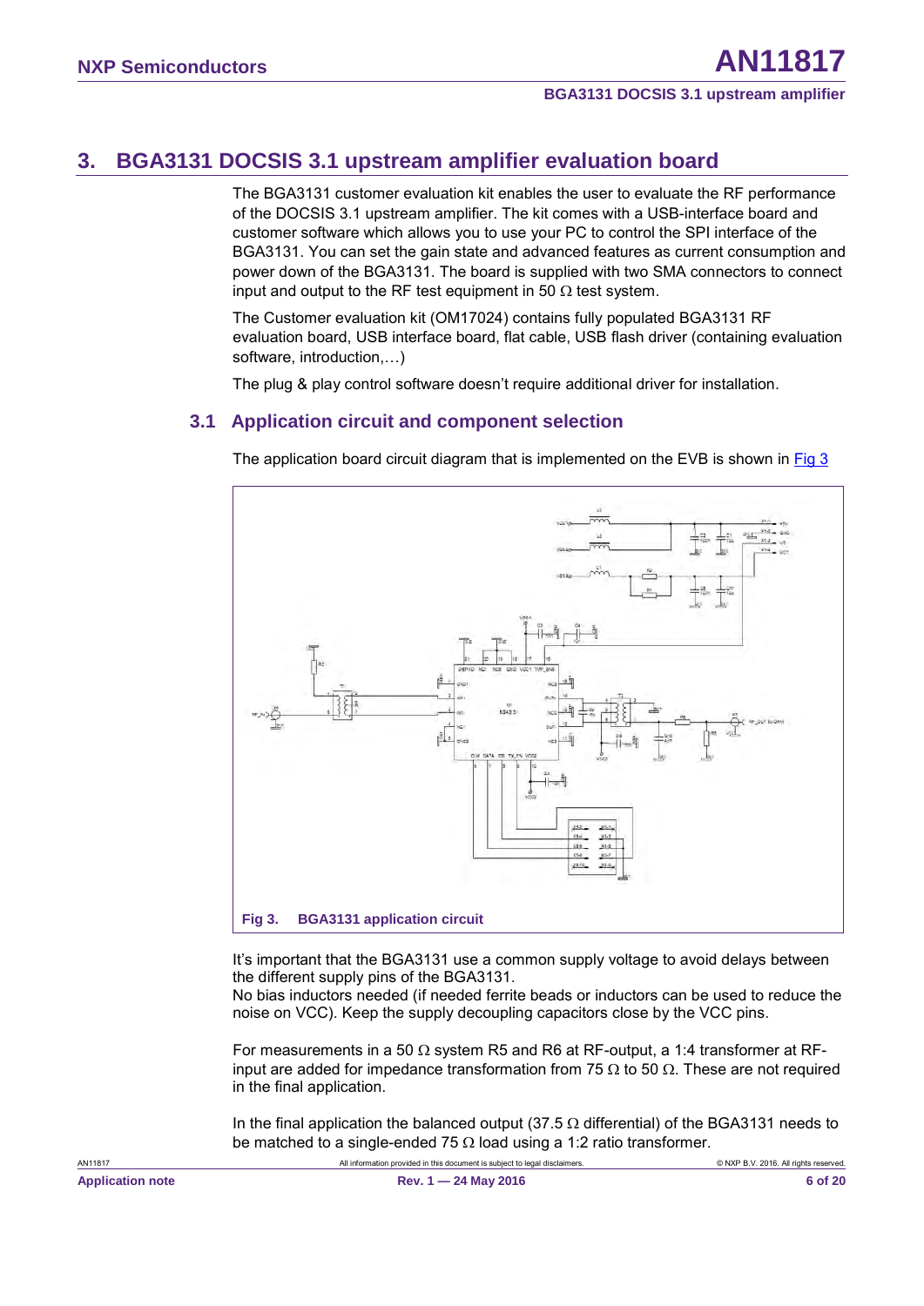## 3. BGA3131 DOCSIS 3.1 upstream amplifier evaluation board

The BGA3131 customer evaluation kit enables the user to evaluate the RF performance of the DOCSIS 3.1 upstream amplifier. The kit comes with a USB-interface board and customer software which allows you to use your PC to control the SPI interface of the BGA3131. You can set the gain state and advanced features as current consumption and power down of the BGA3131. The board is supplied with two SMA connectors to connect input and output to the RF test equipment in 50 Ω test system.

The Customer evaluation kit (OM17024) contains fully populated BGA3131 RF evaluation board, USB interface board, flat cable, USB flash driver (containing evaluation software, introduction,…)

The plug & play control software doesn't require additional driver for installation.

### 3.1 Application circuit and component selection

The application board circuit diagram that is implemented on the EVB is shown in Fig 3

**Fig 3. BGA3131 application circuit**

It's important that the BGA3131 use a common supply voltage to avoid delays between the different supply pins of the BGA3131.
No bias inductors needed (if needed ferrite beads or inductors can be used to reduce the noise on VCC). Keep the supply decoupling capacitors close by the VCC pins.

For measurements in a 50 Ω system R5 and R6 at RF-output, a 1:4 transformer at RF-input are added for impedance transformation from 75 Ω to 50 Ω. These are not required in the final application.

In the final application the balanced output (37.5 Ω differential) of the BGA3131 needs to be matched to a single-ended 75 Ω load using a 1:2 ratio transformer.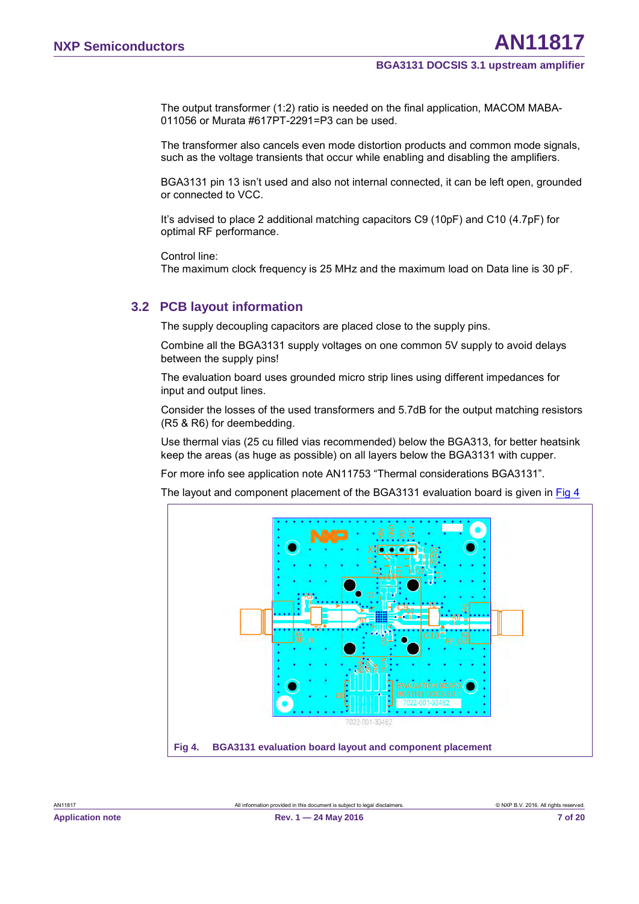The output transformer (1:2) ratio is needed on the final application, MACOM MABA-011056 or Murata #617PT-2291=P3 can be used.

The transformer also cancels even mode distortion products and common mode signals, such as the voltage transients that occur while enabling and disabling the amplifiers.

BGA3131 pin 13 isn't used and also not internal connected, it can be left open, grounded or connected to VCC.

It's advised to place 2 additional matching capacitors C9 (10pF) and C10 (4.7pF) for optimal RF performance.

Control line:
The maximum clock frequency is 25 MHz and the maximum load on Data line is 30 pF.

## 3.2 PCB layout information

The supply decoupling capacitors are placed close to the supply pins.

Combine all the BGA3131 supply voltages on one common 5V supply to avoid delays between the supply pins!

The evaluation board uses grounded micro strip lines using different impedances for input and output lines.

Consider the losses of the used transformers and 5.7dB for the output matching resistors (R5 & R6) for deembedding.

Use thermal vias (25 cu filled vias recommended) below the BGA313, for better heatsink keep the areas (as huge as possible) on all layers below the BGA3131 with cupper.

For more info see application note AN11753 "Thermal considerations BGA3131".

The layout and component placement of the BGA3131 evaluation board is given in Fig 4

**Fig 4. BGA3131 evaluation board layout and component placement**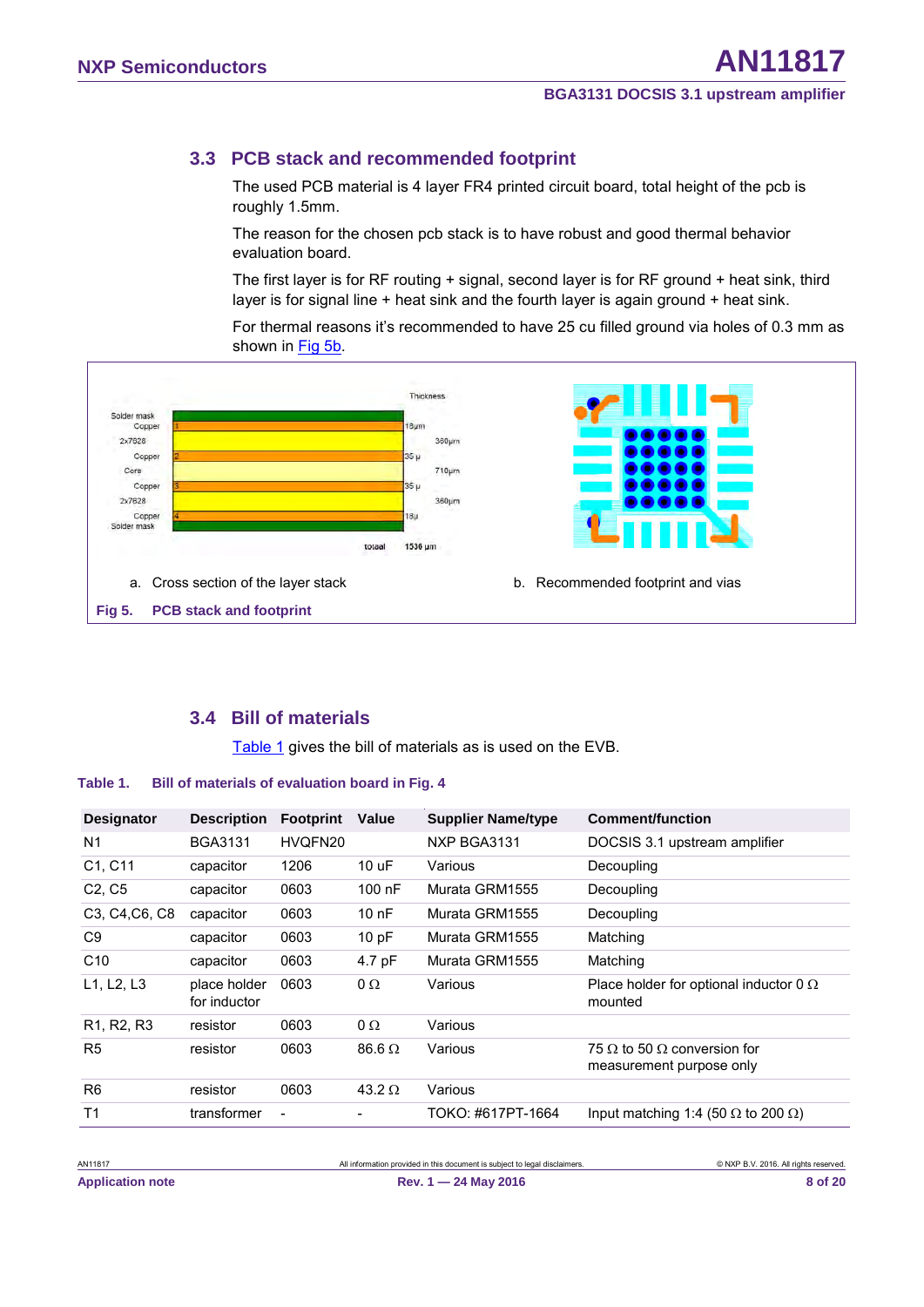## 3.3 PCB stack and recommended footprint

The used PCB material is 4 layer FR4 printed circuit board, total height of the pcb is roughly 1.5mm.

The reason for the chosen pcb stack is to have robust and good thermal behavior evaluation board.

The first layer is for RF routing + signal, second layer is for RF ground + heat sink, third layer is for signal line + heat sink and the fourth layer is again ground + heat sink.

For thermal reasons it's recommended to have 25 cu filled ground via holes of 0.3 mm as shown in Fig 5b.

a. Cross section of the layer stack

b. Recommended footprint and vias

**Fig 5. PCB stack and footprint**

## 3.4 Bill of materials

Table 1 gives the bill of materials as is used on the EVB.

**Table 1. Bill of materials of evaluation board in Fig. 4**

| Designator | Description | Footprint | Value | Supplier Name/type | Comment/function |
|---|---|---|---|---|---|
| N1 | BGA3131 | HVQFN20 | | NXP BGA3131 | DOCSIS 3.1 upstream amplifier |
| C1, C11 | capacitor | 1206 | 10 uF | Various | Decoupling |
| C2, C5 | capacitor | 0603 | 100 nF | Murata GRM1555 | Decoupling |
| C3, C4,C6, C8 | capacitor | 0603 | 10 nF | Murata GRM1555 | Decoupling |
| C9 | capacitor | 0603 | 10 pF | Murata GRM1555 | Matching |
| C10 | capacitor | 0603 | 4.7 pF | Murata GRM1555 | Matching |
| L1, L2, L3 | place holder for inductor | 0603 | 0 Ω | Various | Place holder for optional inductor 0 Ω mounted |
| R1, R2, R3 | resistor | 0603 | 0 Ω | Various | |
| R5 | resistor | 0603 | 86.6 Ω | Various | 75 Ω to 50 Ω conversion for measurement purpose only |
| R6 | resistor | 0603 | 43.2 Ω | Various | |
| T1 | transformer | - | - | TOKO: #617PT-1664 | Input matching 1:4 (50 Ω to 200 Ω) |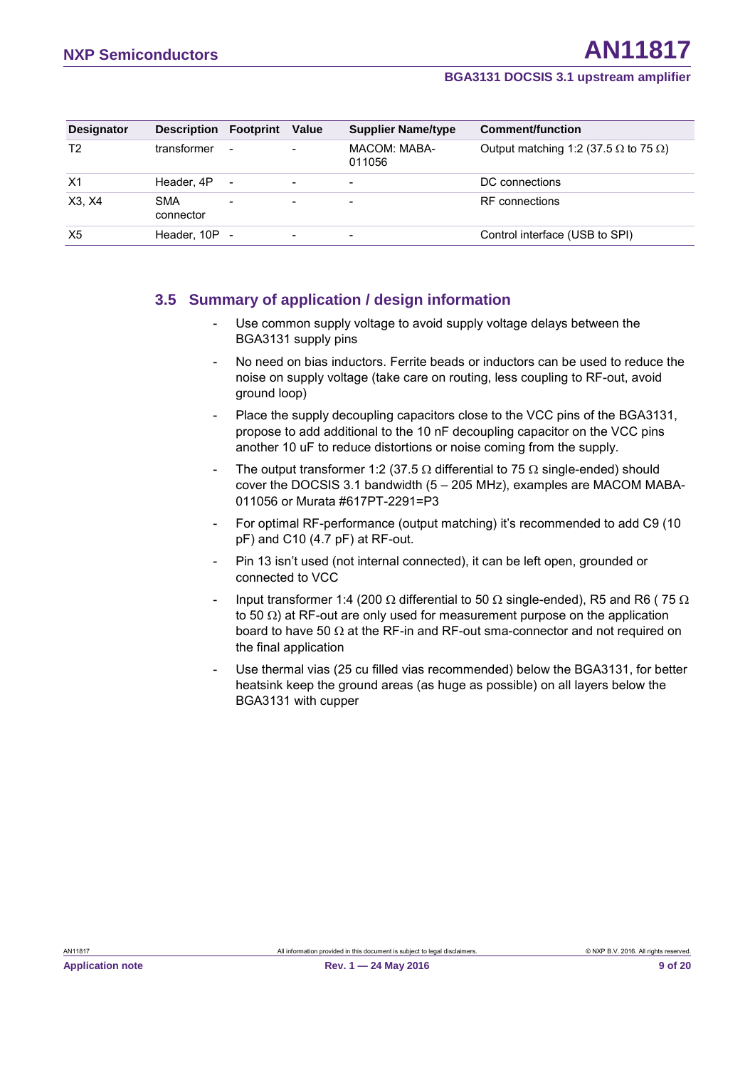| Designator | Description | Footprint | Value | Supplier Name/type | Comment/function |
|---|---|---|---|---|---|
| T2 | transformer | - | - | MACOM: MABA-011056 | Output matching 1:2 (37.5 Ω to 75 Ω) |
| X1 | Header, 4P | - | - | - | DC connections |
| X3, X4 | SMA connector | - | - | - | RF connections |
| X5 | Header, 10P | - | - | - | Control interface (USB to SPI) |

## 3.5 Summary of application / design information

- Use common supply voltage to avoid supply voltage delays between the BGA3131 supply pins
- No need on bias inductors. Ferrite beads or inductors can be used to reduce the noise on supply voltage (take care on routing, less coupling to RF-out, avoid ground loop)
- Place the supply decoupling capacitors close to the VCC pins of the BGA3131, propose to add additional to the 10 nF decoupling capacitor on the VCC pins another 10 uF to reduce distortions or noise coming from the supply.
- The output transformer 1:2 (37.5 Ω differential to 75 Ω single-ended) should cover the DOCSIS 3.1 bandwidth (5 – 205 MHz), examples are MACOM MABA-011056 or Murata #617PT-2291=P3
- For optimal RF-performance (output matching) it's recommended to add C9 (10 pF) and C10 (4.7 pF) at RF-out.
- Pin 13 isn't used (not internal connected), it can be left open, grounded or connected to VCC
- Input transformer 1:4 (200 Ω differential to 50 Ω single-ended), R5 and R6 ( 75 Ω to 50 Ω) at RF-out are only used for measurement purpose on the application board to have 50 Ω at the RF-in and RF-out sma-connector and not required on the final application
- Use thermal vias (25 cu filled vias recommended) below the BGA3131, for better heatsink keep the ground areas (as huge as possible) on all layers below the BGA3131 with cupper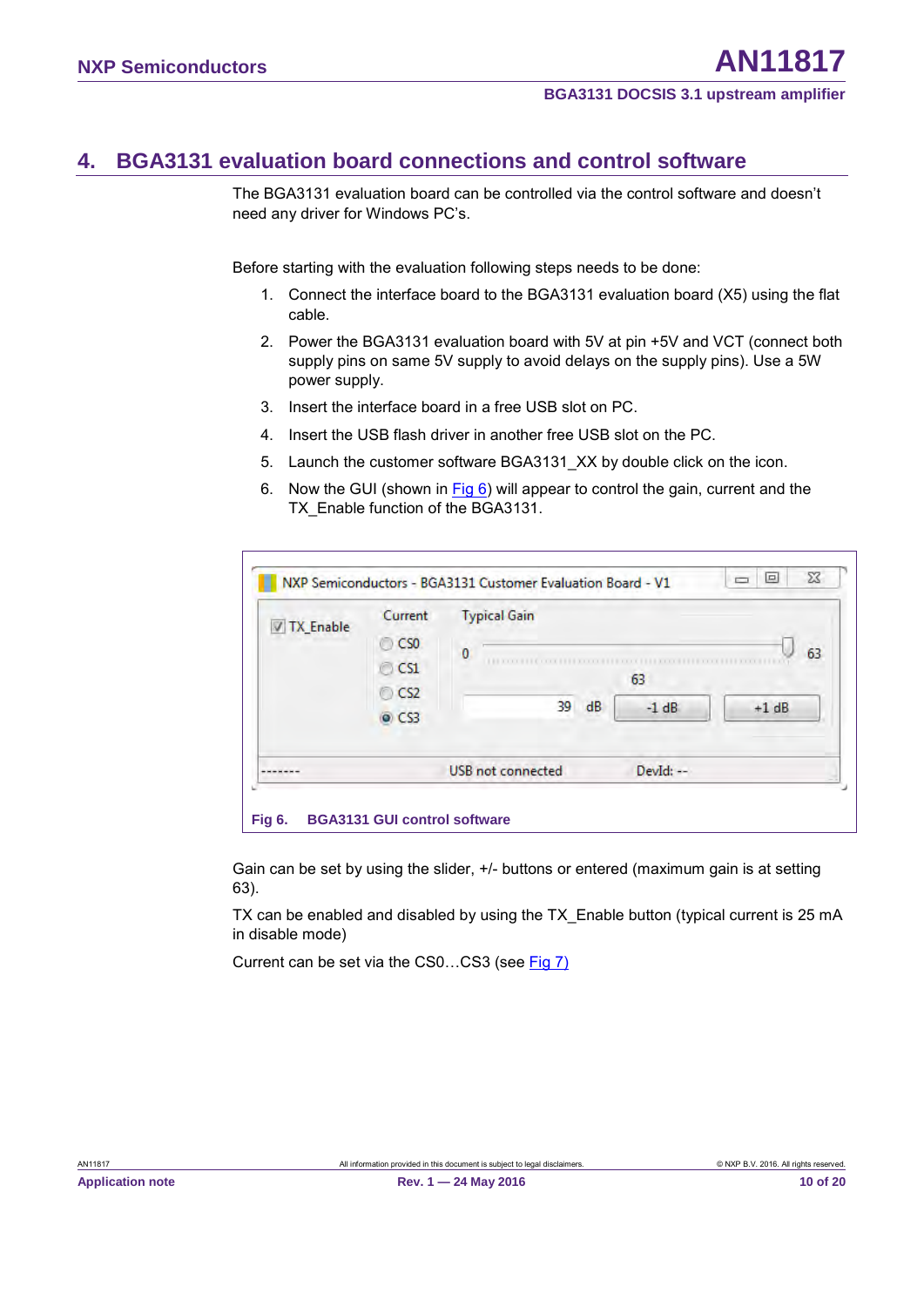## 4. BGA3131 evaluation board connections and control software

The BGA3131 evaluation board can be controlled via the control software and doesn't need any driver for Windows PC's.

Before starting with the evaluation following steps needs to be done:

1. Connect the interface board to the BGA3131 evaluation board (X5) using the flat cable.
2. Power the BGA3131 evaluation board with 5V at pin +5V and VCT (connect both supply pins on same 5V supply to avoid delays on the supply pins). Use a 5W power supply.
3. Insert the interface board in a free USB slot on PC.
4. Insert the USB flash driver in another free USB slot on the PC.
5. Launch the customer software BGA3131_XX by double click on the icon.
6. Now the GUI (shown in Fig 6) will appear to control the gain, current and the TX_Enable function of the BGA3131.

Fig 6. BGA3131 GUI control software

Gain can be set by using the slider, +/- buttons or entered (maximum gain is at setting 63).

TX can be enabled and disabled by using the TX_Enable button (typical current is 25 mA in disable mode)

Current can be set via the CS0…CS3 (see Fig 7)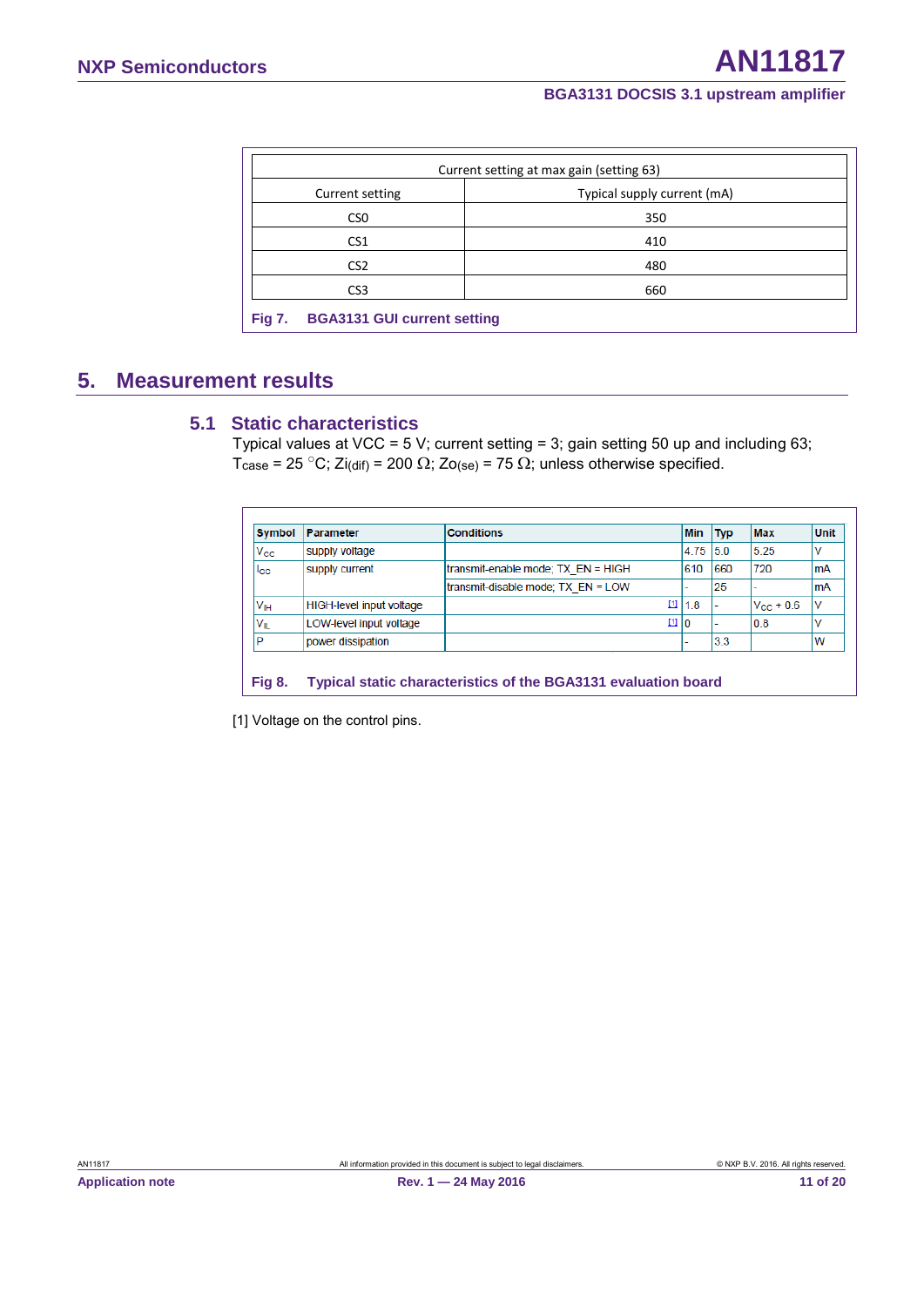| Current setting at max gain (setting 63) | |
|---|---|
| Current setting | Typical supply current (mA) |
| CS0 | 350 |
| CS1 | 410 |
| CS2 | 480 |
| CS3 | 660 |

Fig 7. BGA3131 GUI current setting

# 5. Measurement results

## 5.1 Static characteristics

Typical values at VCC = 5 V; current setting = 3; gain setting 50 up and including 63; $T_{case}$ = 25 °C; $Zi_{(dif)}$ = 200 Ω; $Zo_{(se)}$ = 75 Ω; unless otherwise specified.

| Symbol | Parameter | Conditions | Min | Typ | Max | Unit |
|---|---|---|---|---|---|---|
| $V_{CC}$ | supply voltage | | 4.75 | 5.0 | 5.25 | V |
| $I_{CC}$ | supply current | transmit-enable mode; TX_EN = HIGH | 610 | 660 | 720 | mA |
| | | transmit-disable mode; TX_EN = LOW | - | 25 | - | mA |
| $V_{IH}$ | HIGH-level input voltage | [1] | 1.8 | - | $V_{CC}$ + 0.6 | V |
| $V_{IL}$ | LOW-level input voltage | [1] | 0 | - | 0.8 | V |
| P | power dissipation | | - | 3.3 | | W |

Fig 8. Typical static characteristics of the BGA3131 evaluation board

[1] Voltage on the control pins.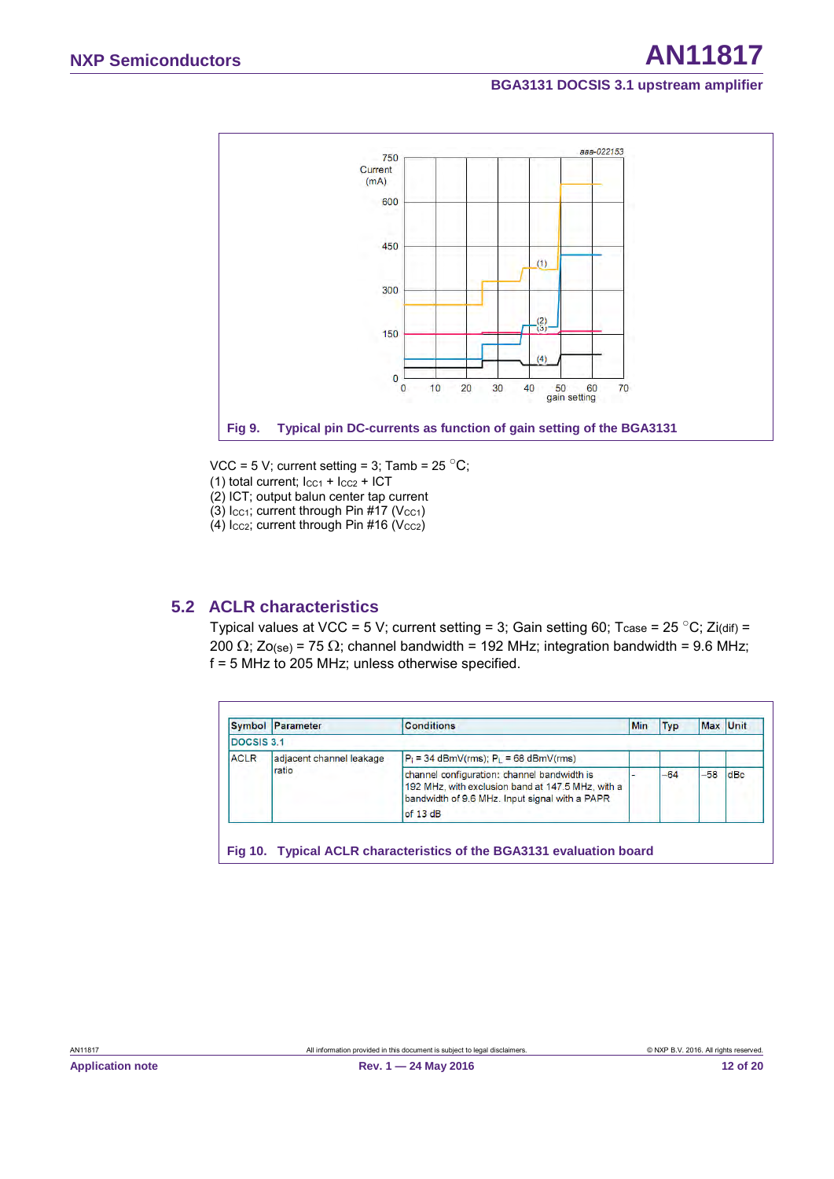aaa-022153

Fig 9. Typical pin DC-currents as function of gain setting of the BGA3131

VCC = 5 V; current setting = 3; Tamb = 25 °C;

(1) total current; $I_{CC1}$ + $I_{CC2}$ + ICT

(2) ICT; output balun center tap current

(3) $I_{CC1}$; current through Pin #17 ($V_{CC1}$)

(4) $I_{CC2}$; current through Pin #16 ($V_{CC2}$)

## 5.2 ACLR characteristics

Typical values at VCC = 5 V; current setting = 3; Gain setting 60; $T_{case}$ = 25 °C; $Zi_{(dif)}$ = 200 Ω; $Zo_{(se)}$ = 75 Ω; channel bandwidth = 192 MHz; integration bandwidth = 9.6 MHz; f = 5 MHz to 205 MHz; unless otherwise specified.

| Symbol | Parameter | Conditions | Min | Typ | Max | Unit |
|---|---|---|---|---|---|---|
| DOCSIS 3.1 | | | | | | |
| ACLR | adjacent channel leakage ratio | $P_i$ = 34 dBmV(rms); $P_L$ = 68 dBmV(rms) | | | | |
| | | channel configuration: channel bandwidth is 192 MHz, with exclusion band at 147.5 MHz, with a bandwidth of 9.6 MHz. Input signal with a PAPR of 13 dB | - | −64 | −58 | dBc |

Fig 10. Typical ACLR characteristics of the BGA3131 evaluation board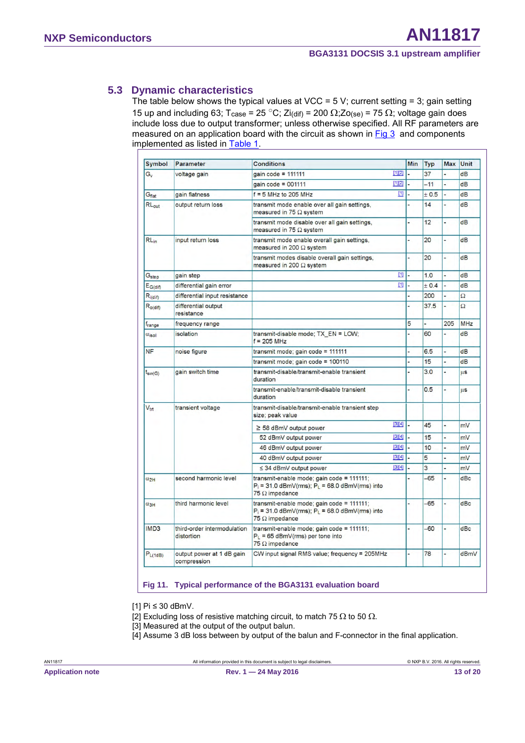## 5.3 Dynamic characteristics

The table below shows the typical values at VCC = 5 V; current setting = 3; gain setting 15 up and including 63; $T_{case}$ = 25 °C; $Zi_{(dif)}$ = 200 Ω;$Zo_{(se)}$ = 75 Ω; voltage gain does include loss due to output transformer; unless otherwise specified. All RF parameters are measured on an application board with the circuit as shown in Fig 3 and components implemented as listed in Table 1.

| Symbol | Parameter | Conditions | | Min | Typ | Max | Unit |
|---|---|---|---|---|---|---|---|
| $G_v$ | voltage gain | gain code = 111111 | [1][2] | - | 37 | - | dB |
| | | gain code = 001111 | [1][2] | - | −11 | - | dB |
| $G_{flat}$ | gain flatness | f = 5 MHz to 205 MHz | [1] | - | ± 0.5 | - | dB |
| $RL_{out}$ | output return loss | transmit mode enable over all gain settings, measured in 75 Ω system | | - | 14 | - | dB |
| | | transmit mode disable over all gain settings, measured in 75 Ω system | | - | 12 | - | dB |
| $RL_{in}$ | input return loss | transmit mode enable overall gain settings, measured in 200 Ω system | | - | 20 | - | dB |
| | | transmit modes disable overall gain settings, measured in 200 Ω system | | - | 20 | - | dB |
| $G_{step}$ | gain step | | [1] | - | 1.0 | - | dB |
| $E_{G(dif)}$ | differential gain error | | [1] | - | ± 0.4 | - | dB |
| $R_{i(dif)}$ | differential input resistance | | | - | 200 | - | Ω |
| $R_{o(dif)}$ | differential output resistance | | | - | 37.5 | - | Ω |
| $f_{range}$ | frequency range | | | 5 | - | 205 | MHz |
| $\alpha_{isol}$ | isolation | transmit-disable mode; TX_EN = LOW; f = 205 MHz | | - | 60 | - | dB |
| NF | noise figure | transmit mode; gain code = 111111 | | - | 6.5 | - | dB |
| | | transmit mode; gain code = 100110 | | - | 15 | - | dB |
| $t_{sw(G)}$ | gain switch time | transmit-disable/transmit-enable transient duration | | - | 3.0 | - | µs |
| | | transmit-enable/transmit-disable transient duration | | - | 0.5 | - | µs |
| $V_{trt}$ | transient voltage | transmit-disable/transmit-enable transient step size; peak value | | | | | |
| | | ≥ 58 dBmV output power | [3][4] | - | 45 | - | mV |
| | | 52 dBmV output power | [3][4] | - | 15 | - | mV |
| | | 46 dBmV output power | [3][4] | - | 10 | - | mV |
| | | 40 dBmV output power | [3][4] | - | 5 | - | mV |
| | | ≤ 34 dBmV output power | [3][4] | - | 3 | - | mV |
| $\alpha_{2H}$ | second harmonic level | transmit-enable mode; gain code = 111111; $P_i$ = 31.0 dBmV(rms); $P_L$ = 68.0 dBmV(rms) into 75 Ω impedance | | - | −65 | - | dBc |
| $\alpha_{3H}$ | third harmonic level | transmit-enable mode; gain code = 111111; $P_i$ = 31.0 dBmV(rms); $P_L$ = 68.0 dBmV(rms) into 75 Ω impedance | | - | −65 | - | dBc |
| IMD3 | third-order intermodulation distortion | transmit-enable mode; gain code = 111111; $P_L$ = 65 dBmV(rms) per tone into 75 Ω impedance | | - | −60 | - | dBc |
| $P_{L(1dB)}$ | output power at 1 dB gain compression | CW input signal RMS value; frequency = 205MHz | | - | 78 | - | dBmV |

**Fig 11. Typical performance of the BGA3131 evaluation board**

[1] Pi ≤ 30 dBmV.
[2] Excluding loss of resistive matching circuit, to match 75 Ω to 50 Ω.
[3] Measured at the output of the output balun.
[4] Assume 3 dB loss between by output of the balun and F-connector in the final application.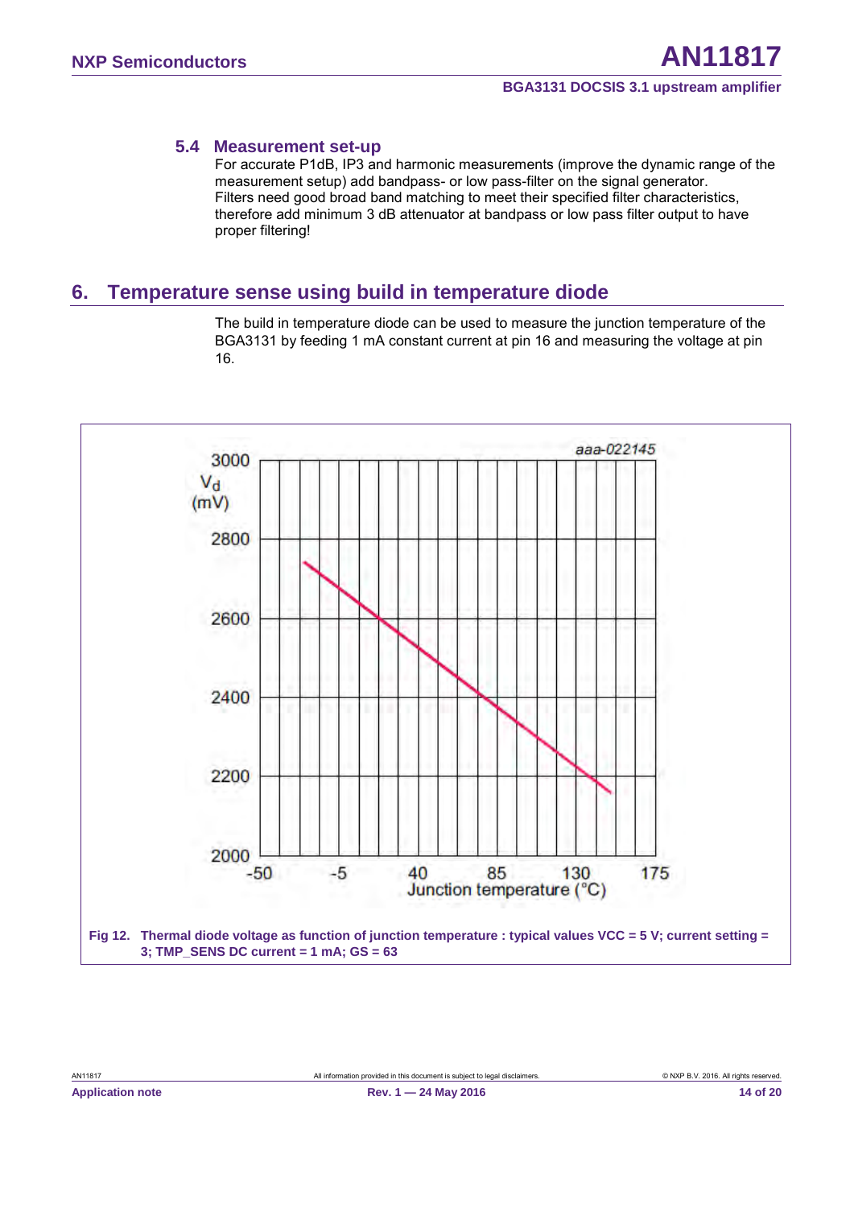### 5.4 Measurement set-up

For accurate P1dB, IP3 and harmonic measurements (improve the dynamic range of the measurement setup) add bandpass- or low pass-filter on the signal generator.
Filters need good broad band matching to meet their specified filter characteristics, therefore add minimum 3 dB attenuator at bandpass or low pass filter output to have proper filtering!

## 6. Temperature sense using build in temperature diode

The build in temperature diode can be used to measure the junction temperature of the BGA3131 by feeding 1 mA constant current at pin 16 and measuring the voltage at pin 16.

**Fig 12. Thermal diode voltage as function of junction temperature : typical values VCC = 5 V; current setting = 3; TMP_SENS DC current = 1 mA; GS = 63**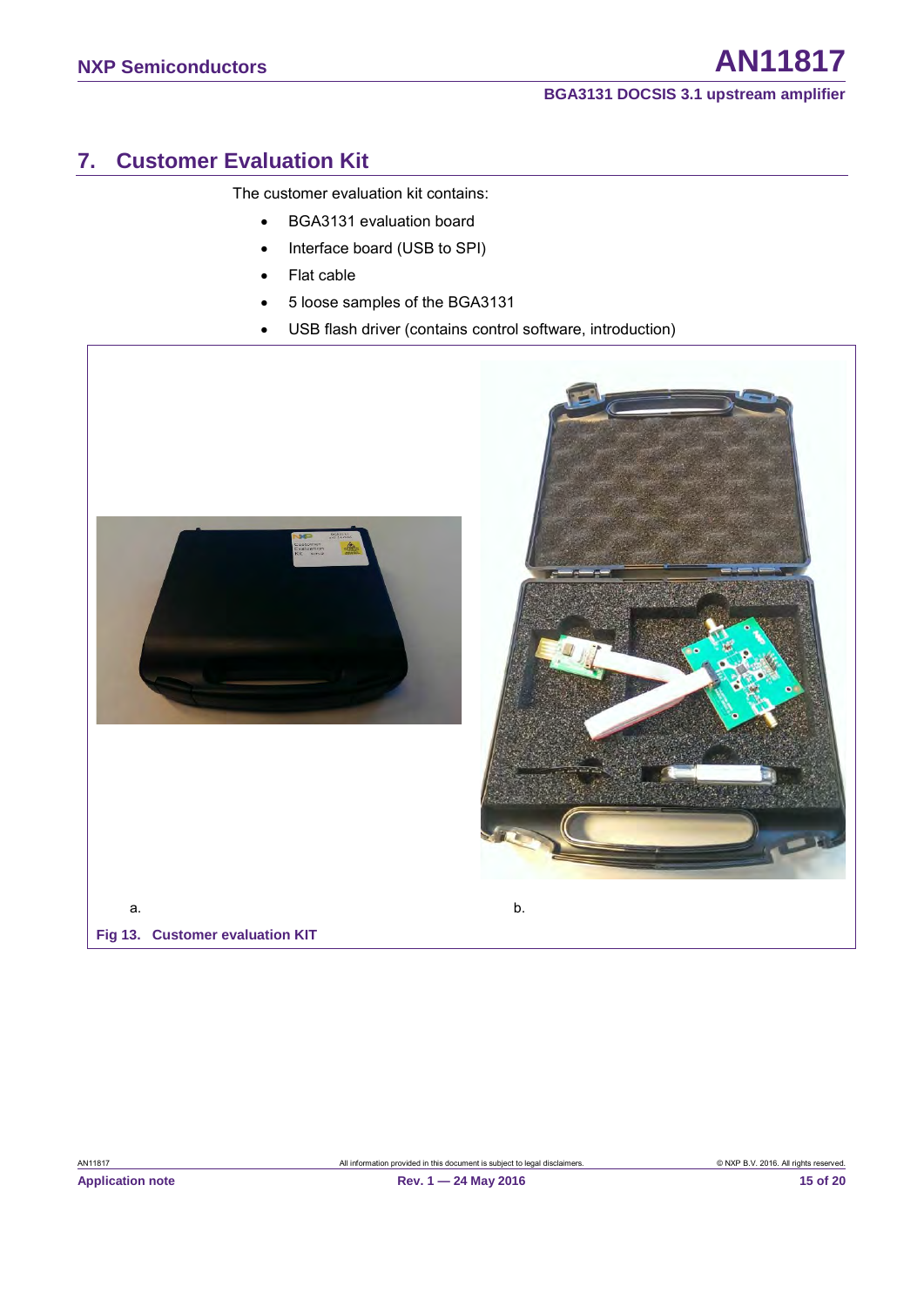## 7. Customer Evaluation Kit

The customer evaluation kit contains:

- BGA3131 evaluation board
- Interface board (USB to SPI)
- Flat cable
- 5 loose samples of the BGA3131
- USB flash driver (contains control software, introduction)

a. b.

**Fig 13. Customer evaluation KIT**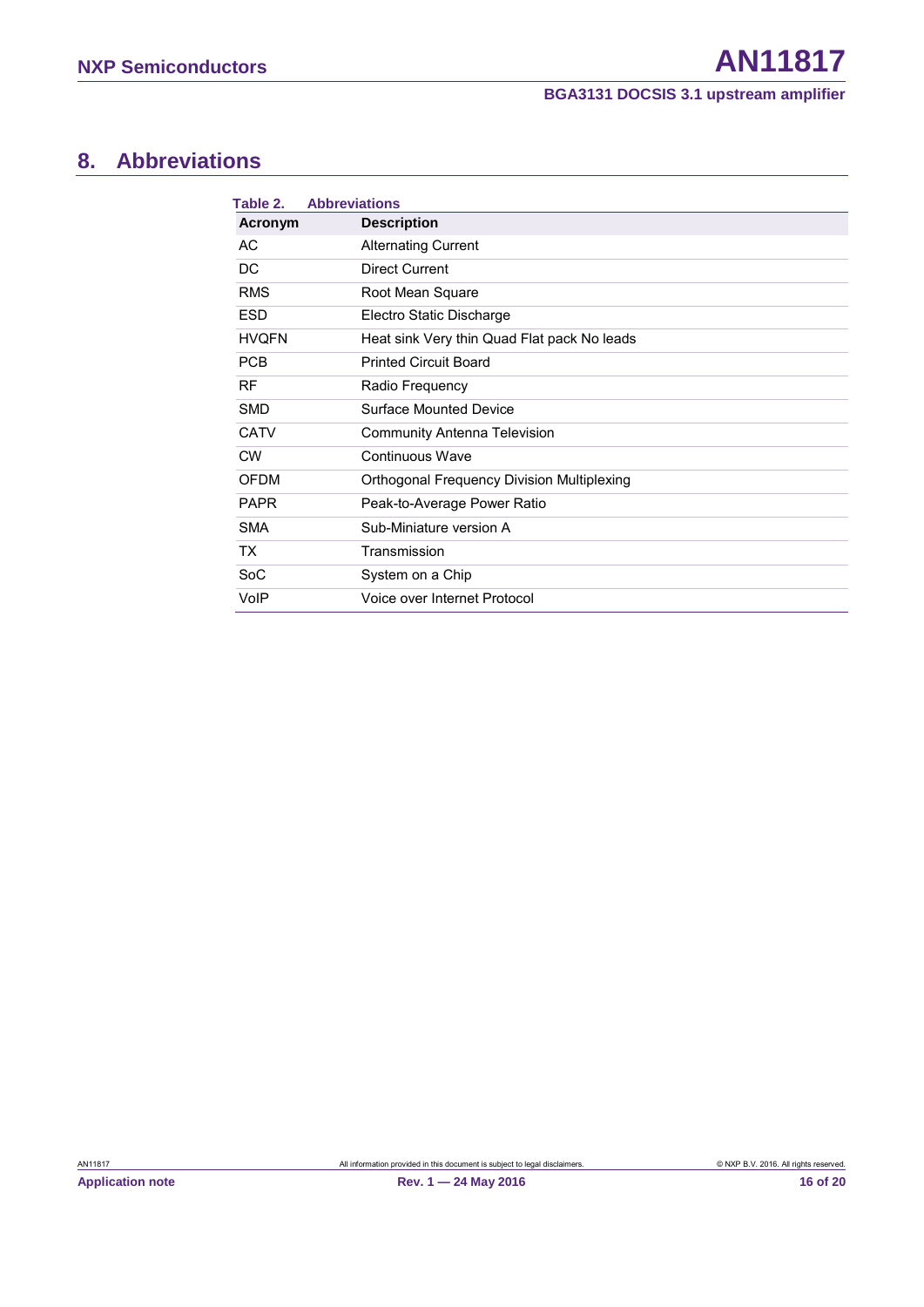## 8. Abbreviations

Table 2. Abbreviations

| Acronym | Description |
|---|---|
| AC | Alternating Current |
| DC | Direct Current |
| RMS | Root Mean Square |
| ESD | Electro Static Discharge |
| HVQFN | Heat sink Very thin Quad Flat pack No leads |
| PCB | Printed Circuit Board |
| RF | Radio Frequency |
| SMD | Surface Mounted Device |
| CATV | Community Antenna Television |
| CW | Continuous Wave |
| OFDM | Orthogonal Frequency Division Multiplexing |
| PAPR | Peak-to-Average Power Ratio |
| SMA | Sub-Miniature version A |
| TX | Transmission |
| SoC | System on a Chip |
| VoIP | Voice over Internet Protocol |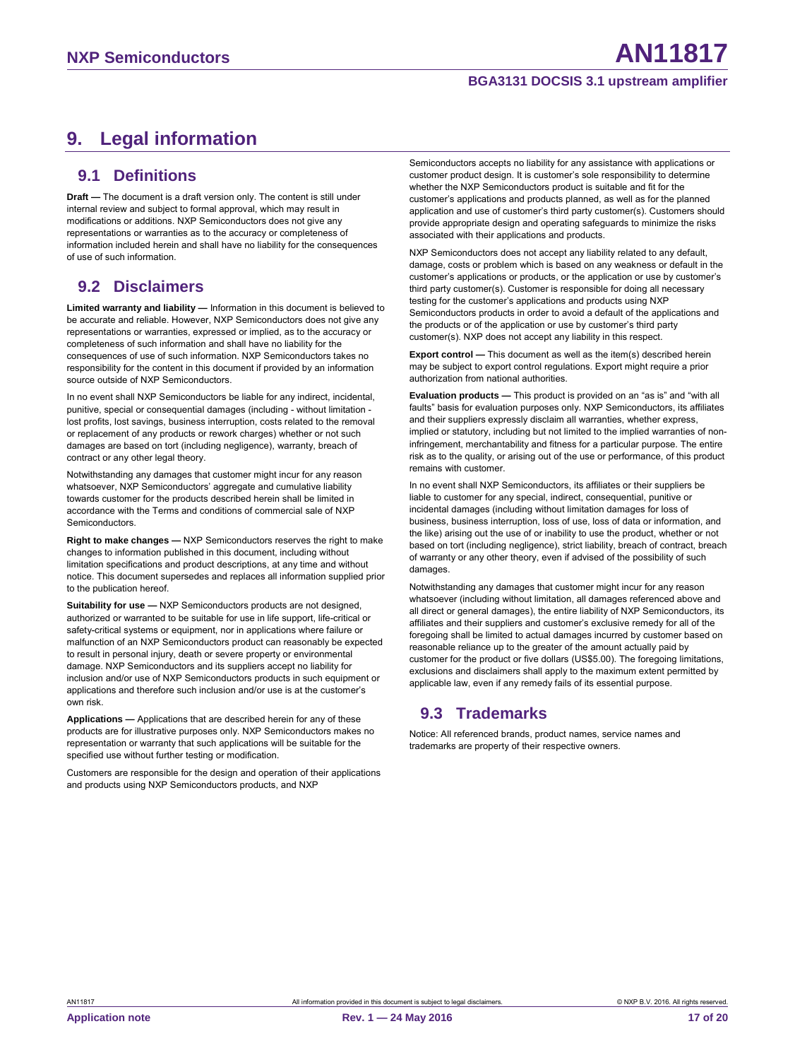# 9. Legal information

## 9.1 Definitions

**Draft —** The document is a draft version only. The content is still under internal review and subject to formal approval, which may result in modifications or additions. NXP Semiconductors does not give any representations or warranties as to the accuracy or completeness of information included herein and shall have no liability for the consequences of use of such information.

## 9.2 Disclaimers

**Limited warranty and liability —** Information in this document is believed to be accurate and reliable. However, NXP Semiconductors does not give any representations or warranties, expressed or implied, as to the accuracy or completeness of such information and shall have no liability for the consequences of use of such information. NXP Semiconductors takes no responsibility for the content in this document if provided by an information source outside of NXP Semiconductors.

In no event shall NXP Semiconductors be liable for any indirect, incidental, punitive, special or consequential damages (including - without limitation - lost profits, lost savings, business interruption, costs related to the removal or replacement of any products or rework charges) whether or not such damages are based on tort (including negligence), warranty, breach of contract or any other legal theory.

Notwithstanding any damages that customer might incur for any reason whatsoever, NXP Semiconductors' aggregate and cumulative liability towards customer for the products described herein shall be limited in accordance with the Terms and conditions of commercial sale of NXP Semiconductors.

**Right to make changes —** NXP Semiconductors reserves the right to make changes to information published in this document, including without limitation specifications and product descriptions, at any time and without notice. This document supersedes and replaces all information supplied prior to the publication hereof.

**Suitability for use —** NXP Semiconductors products are not designed, authorized or warranted to be suitable for use in life support, life-critical or safety-critical systems or equipment, nor in applications where failure or malfunction of an NXP Semiconductors product can reasonably be expected to result in personal injury, death or severe property or environmental damage. NXP Semiconductors and its suppliers accept no liability for inclusion and/or use of NXP Semiconductors products in such equipment or applications and therefore such inclusion and/or use is at the customer's own risk.

**Applications —** Applications that are described herein for any of these products are for illustrative purposes only. NXP Semiconductors makes no representation or warranty that such applications will be suitable for the specified use without further testing or modification.

Customers are responsible for the design and operation of their applications and products using NXP Semiconductors products, and NXP Semiconductors accepts no liability for any assistance with applications or customer product design. It is customer's sole responsibility to determine whether the NXP Semiconductors product is suitable and fit for the customer's applications and products planned, as well as for the planned application and use of customer's third party customer(s). Customers should provide appropriate design and operating safeguards to minimize the risks associated with their applications and products.

NXP Semiconductors does not accept any liability related to any default, damage, costs or problem which is based on any weakness or default in the customer's applications or products, or the application or use by customer's third party customer(s). Customer is responsible for doing all necessary testing for the customer's applications and products using NXP Semiconductors products in order to avoid a default of the applications and the products or of the application or use by customer's third party customer(s). NXP does not accept any liability in this respect.

**Export control —** This document as well as the item(s) described herein may be subject to export control regulations. Export might require a prior authorization from national authorities.

**Evaluation products —** This product is provided on an "as is" and "with all faults" basis for evaluation purposes only. NXP Semiconductors, its affiliates and their suppliers expressly disclaim all warranties, whether express, implied or statutory, including but not limited to the implied warranties of non-infringement, merchantability and fitness for a particular purpose. The entire risk as to the quality, or arising out of the use or performance, of this product remains with customer.

In no event shall NXP Semiconductors, its affiliates or their suppliers be liable to customer for any special, indirect, consequential, punitive or incidental damages (including without limitation damages for loss of business, business interruption, loss of use, loss of data or information, and the like) arising out the use of or inability to use the product, whether or not based on tort (including negligence), strict liability, breach of contract, breach of warranty or any other theory, even if advised of the possibility of such damages.

Notwithstanding any damages that customer might incur for any reason whatsoever (including without limitation, all damages referenced above and all direct or general damages), the entire liability of NXP Semiconductors, its affiliates and their suppliers and customer's exclusive remedy for all of the foregoing shall be limited to actual damages incurred by customer based on reasonable reliance up to the greater of the amount actually paid by customer for the product or five dollars (US$5.00). The foregoing limitations, exclusions and disclaimers shall apply to the maximum extent permitted by applicable law, even if any remedy fails of its essential purpose.

## 9.3 Trademarks

Notice: All referenced brands, product names, service names and trademarks are property of their respective owners.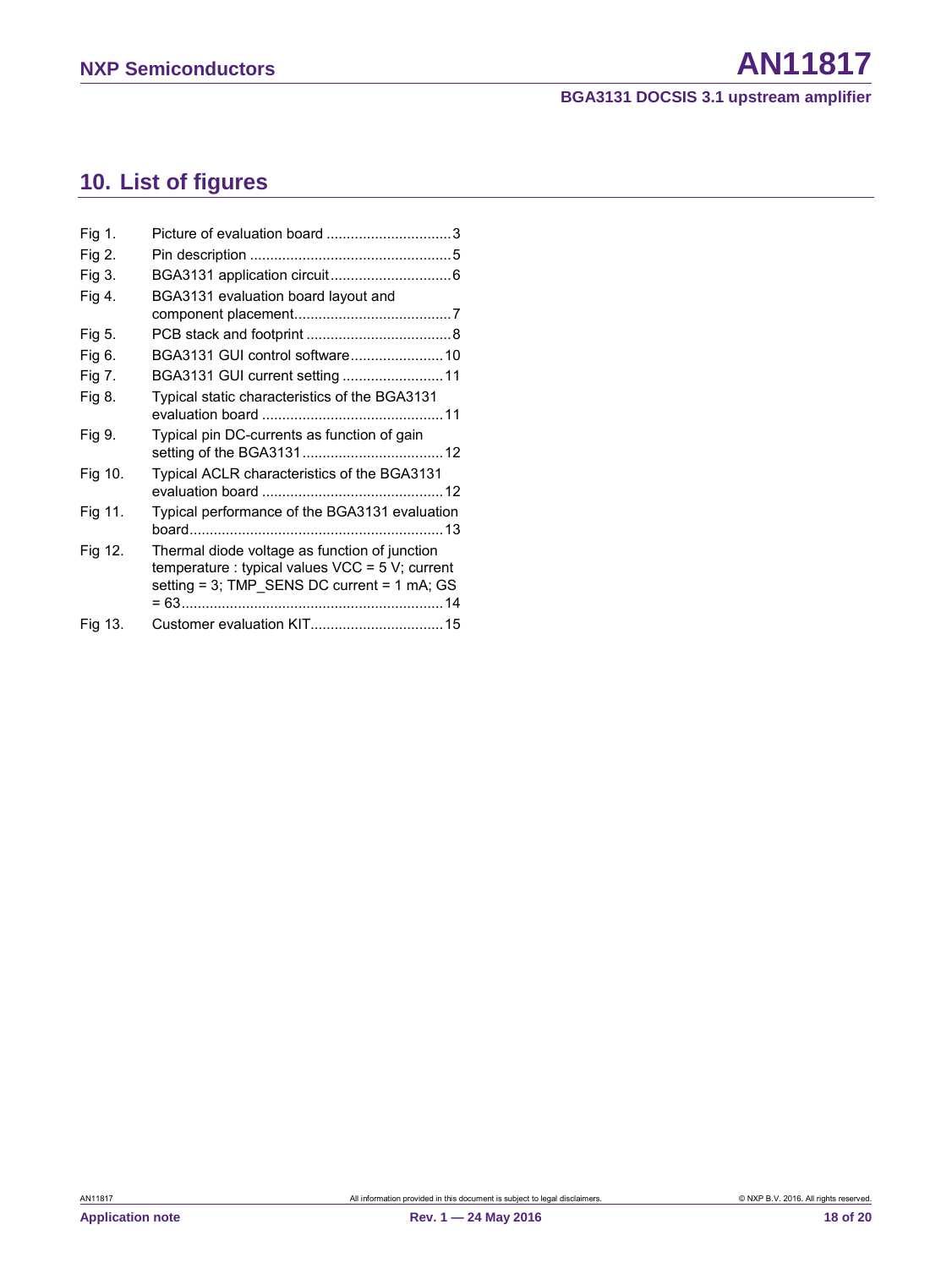## 10. List of figures

| | | |
|---|---|---|
| Fig 1. | Picture of evaluation board | 3 |
| Fig 2. | Pin description | 5 |
| Fig 3. | BGA3131 application circuit | 6 |
| Fig 4. | BGA3131 evaluation board layout and component placement | 7 |
| Fig 5. | PCB stack and footprint | 8 |
| Fig 6. | BGA3131 GUI control software | 10 |
| Fig 7. | BGA3131 GUI current setting | 11 |
| Fig 8. | Typical static characteristics of the BGA3131 evaluation board | 11 |
| Fig 9. | Typical pin DC-currents as function of gain setting of the BGA3131 | 12 |
| Fig 10. | Typical ACLR characteristics of the BGA3131 evaluation board | 12 |
| Fig 11. | Typical performance of the BGA3131 evaluation board | 13 |
| Fig 12. | Thermal diode voltage as function of junction temperature : typical values VCC = 5 V; current setting = 3; TMP_SENS DC current = 1 mA; GS = 63 | 14 |
| Fig 13. | Customer evaluation KIT | 15 |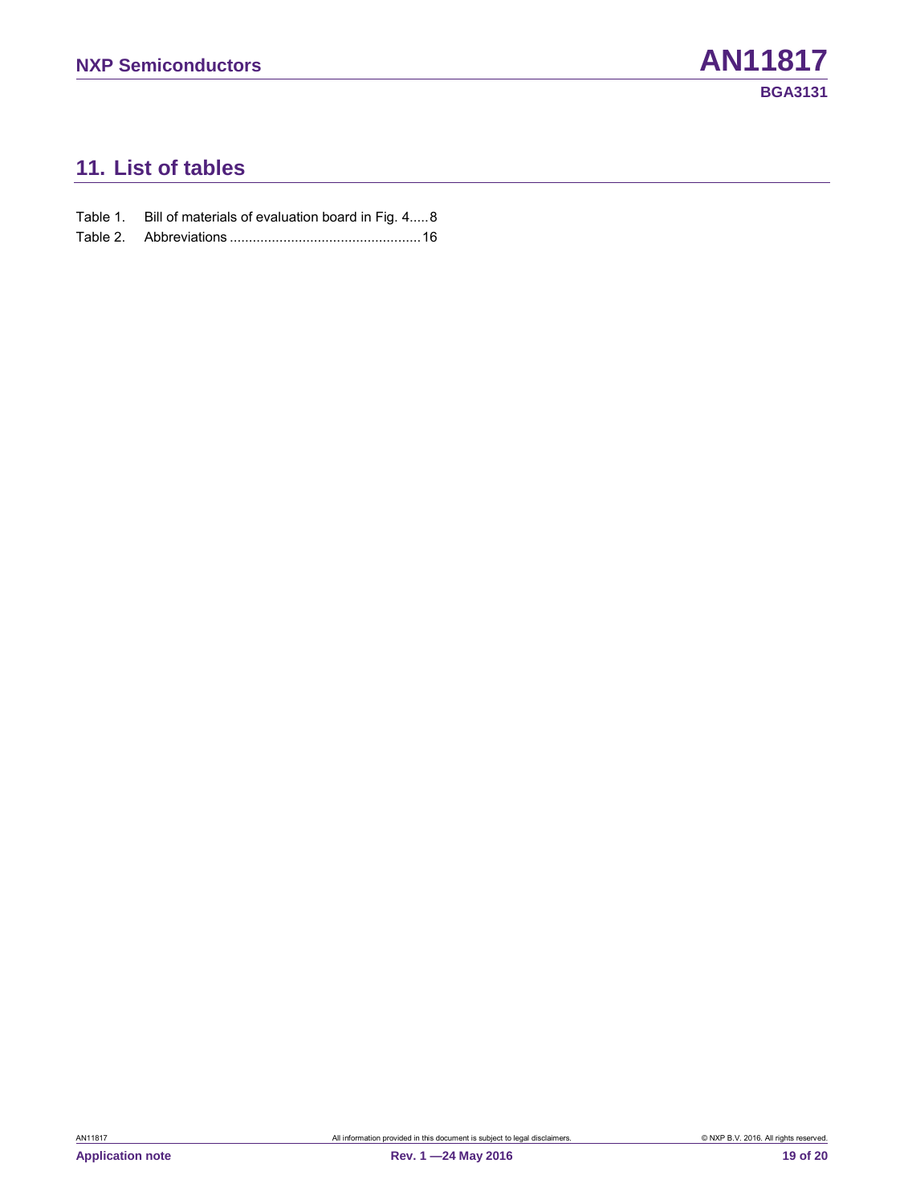## 11. List of tables

Table 1. Bill of materials of evaluation board in Fig. 4.....8
Table 2. Abbreviations .................................................16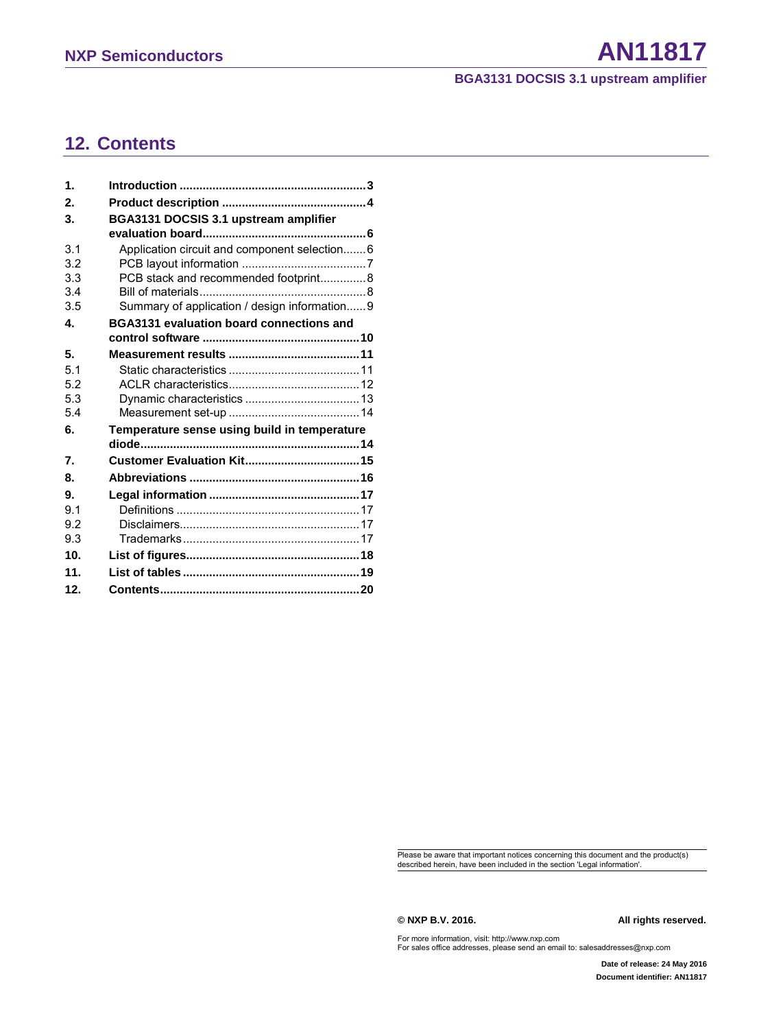## 12. Contents

| | | |
|---|---|---|
| **1.** | **Introduction** | **3** |
| **2.** | **Product description** | **4** |
| **3.** | **BGA3131 DOCSIS 3.1 upstream amplifier evaluation board** | **6** |
| 3.1 | Application circuit and component selection | 6 |
| 3.2 | PCB layout information | 7 |
| 3.3 | PCB stack and recommended footprint | 8 |
| 3.4 | Bill of materials | 8 |
| 3.5 | Summary of application / design information | 9 |
| **4.** | **BGA3131 evaluation board connections and control software** | **10** |
| **5.** | **Measurement results** | **11** |
| 5.1 | Static characteristics | 11 |
| 5.2 | ACLR characteristics | 12 |
| 5.3 | Dynamic characteristics | 13 |
| 5.4 | Measurement set-up | 14 |
| **6.** | **Temperature sense using build in temperature diode** | **14** |
| **7.** | **Customer Evaluation Kit** | **15** |
| **8.** | **Abbreviations** | **16** |
| **9.** | **Legal information** | **17** |
| 9.1 | Definitions | 17 |
| 9.2 | Disclaimers | 17 |
| 9.3 | Trademarks | 17 |
| **10.** | **List of figures** | **18** |
| **11.** | **List of tables** | **19** |
| **12.** | **Contents** | **20** |

Please be aware that important notices concerning this document and the product(s) described herein, have been included in the section 'Legal information'.

**© NXP B.V. 2016.** **All rights reserved.**

For more information, visit: http://www.nxp.com
For sales office addresses, please send an email to: salesaddresses@nxp.com

**Date of release: 24 May 2016**
**Document identifier: AN11817**